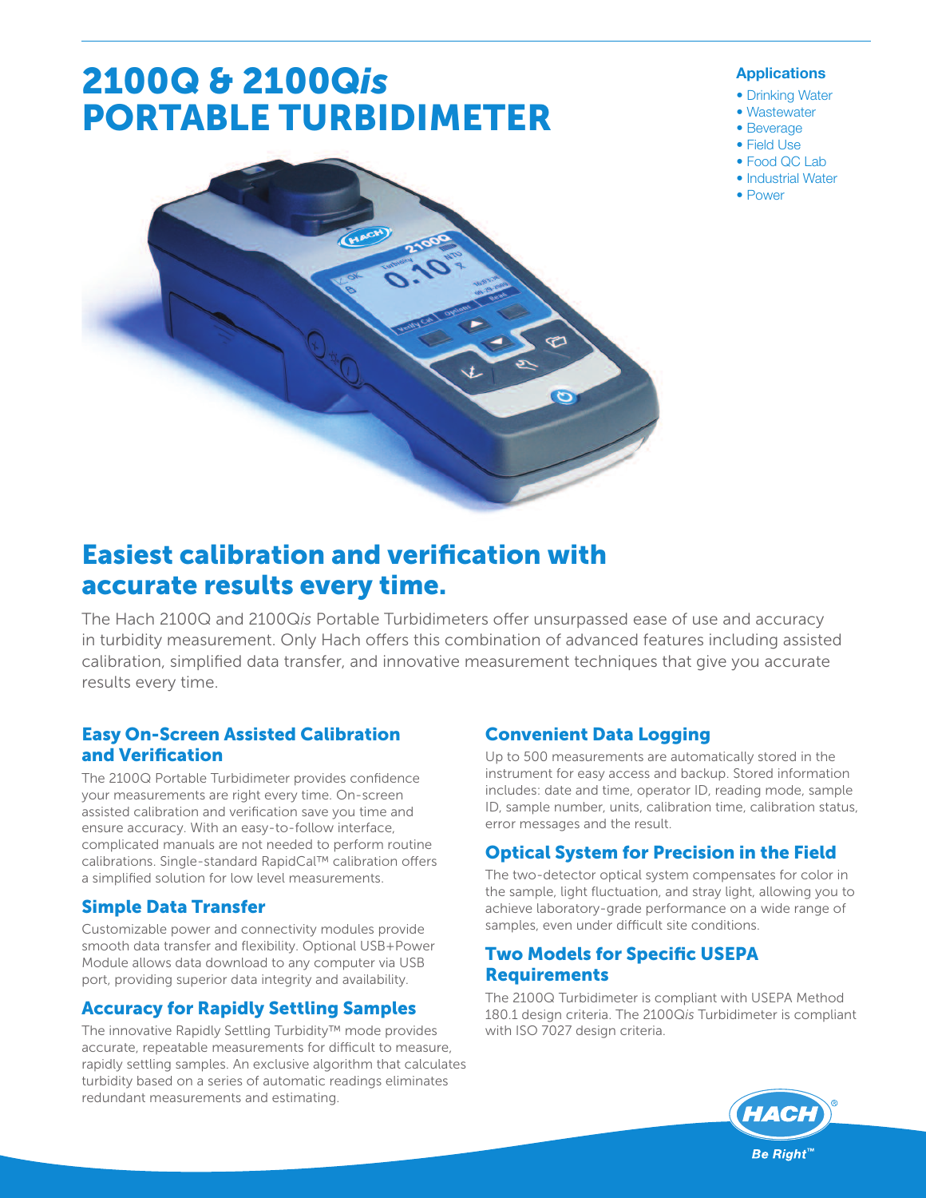# 2100Q & 2100Q*is* PORTABLE TURBIDIMETER

**Applications**

- Drinking Water
- Wastewater
- Beverage
- Field Use
- Food QC Lab
- Industrial Water
- Power

## Easiest calibration and verification with accurate results every time.

The Hach 2100Q and 2100Q*is* Portable Turbidimeters offer unsurpassed ease of use and accuracy in turbidity measurement. Only Hach offers this combination of advanced features including assisted calibration, simplified data transfer, and innovative measurement techniques that give you accurate results every time.

### Easy On-Screen Assisted Calibration and Verification

The 2100Q Portable Turbidimeter provides confidence your measurements are right every time. On-screen assisted calibration and verification save you time and ensure accuracy. With an easy-to-follow interface, complicated manuals are not needed to perform routine calibrations. Single-standard RapidCal™ calibration offers a simplified solution for low level measurements.

### Simple Data Transfer

Customizable power and connectivity modules provide smooth data transfer and flexibility. Optional USB+Power Module allows data download to any computer via USB port, providing superior data integrity and availability.

### Accuracy for Rapidly Settling Samples

The innovative Rapidly Settling Turbidity™ mode provides accurate, repeatable measurements for difficult to measure, rapidly settling samples. An exclusive algorithm that calculates turbidity based on a series of automatic readings eliminates redundant measurements and estimating.

### Convenient Data Logging

Up to 500 measurements are automatically stored in the instrument for easy access and backup. Stored information includes: date and time, operator ID, reading mode, sample ID, sample number, units, calibration time, calibration status, error messages and the result.

### Optical System for Precision in the Field

The two-detector optical system compensates for color in the sample, light fluctuation, and stray light, allowing you to achieve laboratory-grade performance on a wide range of samples, even under difficult site conditions.

### Two Models for Specific USEPA Requirements

The 2100Q Turbidimeter is compliant with USEPA Method 180.1 design criteria. The 2100Q*is* Turbidimeter is compliant with ISO 7027 design criteria.

HACH® Be Right™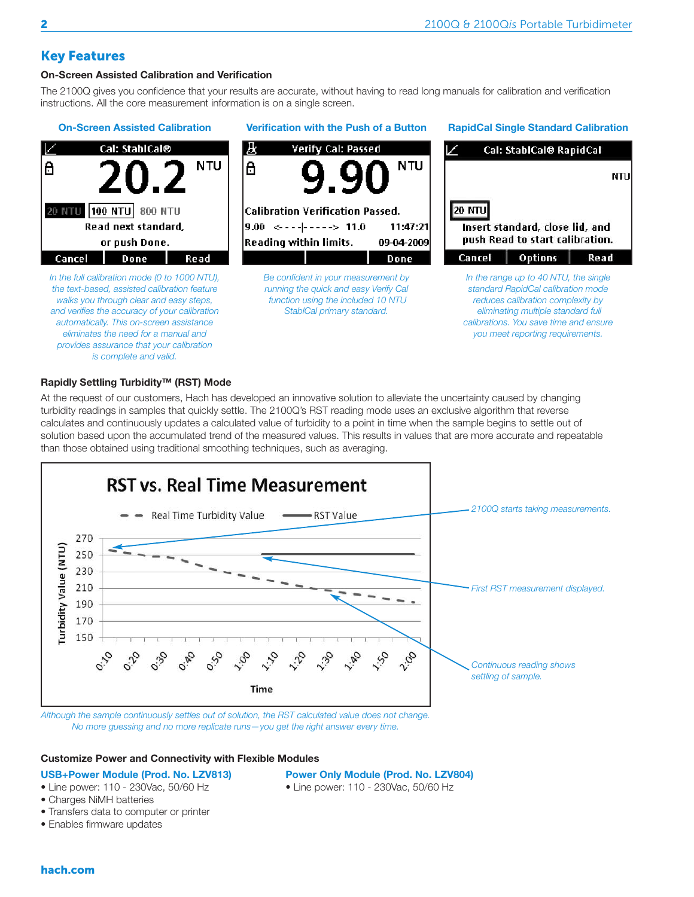## Key Features

### On-Screen Assisted Calibration and Verification

The 2100Q gives you confidence that your results are accurate, without having to read long manuals for calibration and verification instructions. All the core measurement information is on a single screen.

#### On-Screen Assisted Calibration

Cal: StablCal®

20.2 NTU

20 NTU | 100 NTU | 800 NTU

Read next standard, or push Done.

Cancel | Done | Read

*In the full calibration mode (0 to 1000 NTU), the text-based, assisted calibration feature walks you through clear and easy steps, and verifies the accuracy of your calibration automatically. This on-screen assistance eliminates the need for a manual and provides assurance that your calibration is complete and valid.*

#### Verification with the Push of a Button

Verify Cal: Passed

9.90 NTU

Calibration Verification Passed.

9.00 <----|-----> 11.0 11:47:21

Reading within limits. 09-04-2009

Done

*Be confident in your measurement by running the quick and easy Verify Cal function using the included 10 NTU StablCal primary standard.*

#### RapidCal Single Standard Calibration

Cal: StablCal® RapidCal

NTU

20 NTU

Insert standard, close lid, and push Read to start calibration.

Cancel | Options | Read

*In the range up to 40 NTU, the single standard RapidCal calibration mode reduces calibration complexity by eliminating multiple standard full calibrations. You save time and ensure you meet reporting requirements.*

### Rapidly Settling Turbidity™ (RST) Mode

At the request of our customers, Hach has developed an innovative solution to alleviate the uncertainty caused by changing turbidity readings in samples that quickly settle. The 2100Q's RST reading mode uses an exclusive algorithm that reverse calculates and continuously updates a calculated value of turbidity to a point in time when the sample begins to settle out of solution based upon the accumulated trend of the measured values. This results in values that are more accurate and repeatable than those obtained using traditional smoothing techniques, such as averaging.

**RST vs. Real Time Measurement**

Legend: Real Time Turbidity Value (dashed) — RST Value (solid)

Y-axis: Turbidity Value (NTU) (150–270); X-axis: Time (0:10–2:00)

*2100Q starts taking measurements.*

*First RST measurement displayed.*

*Continuous reading shows settling of sample.*

*Although the sample continuously settles out of solution, the RST calculated value does not change. No more guessing and no more replicate runs—you get the right answer every time.*

### Customize Power and Connectivity with Flexible Modules

#### USB+Power Module (Prod. No. LZV813)

- Line power: 110 - 230Vac, 50/60 Hz
- Charges NiMH batteries
- Transfers data to computer or printer
- Enables firmware updates

#### Power Only Module (Prod. No. LZV804)

- Line power: 110 - 230Vac, 50/60 Hz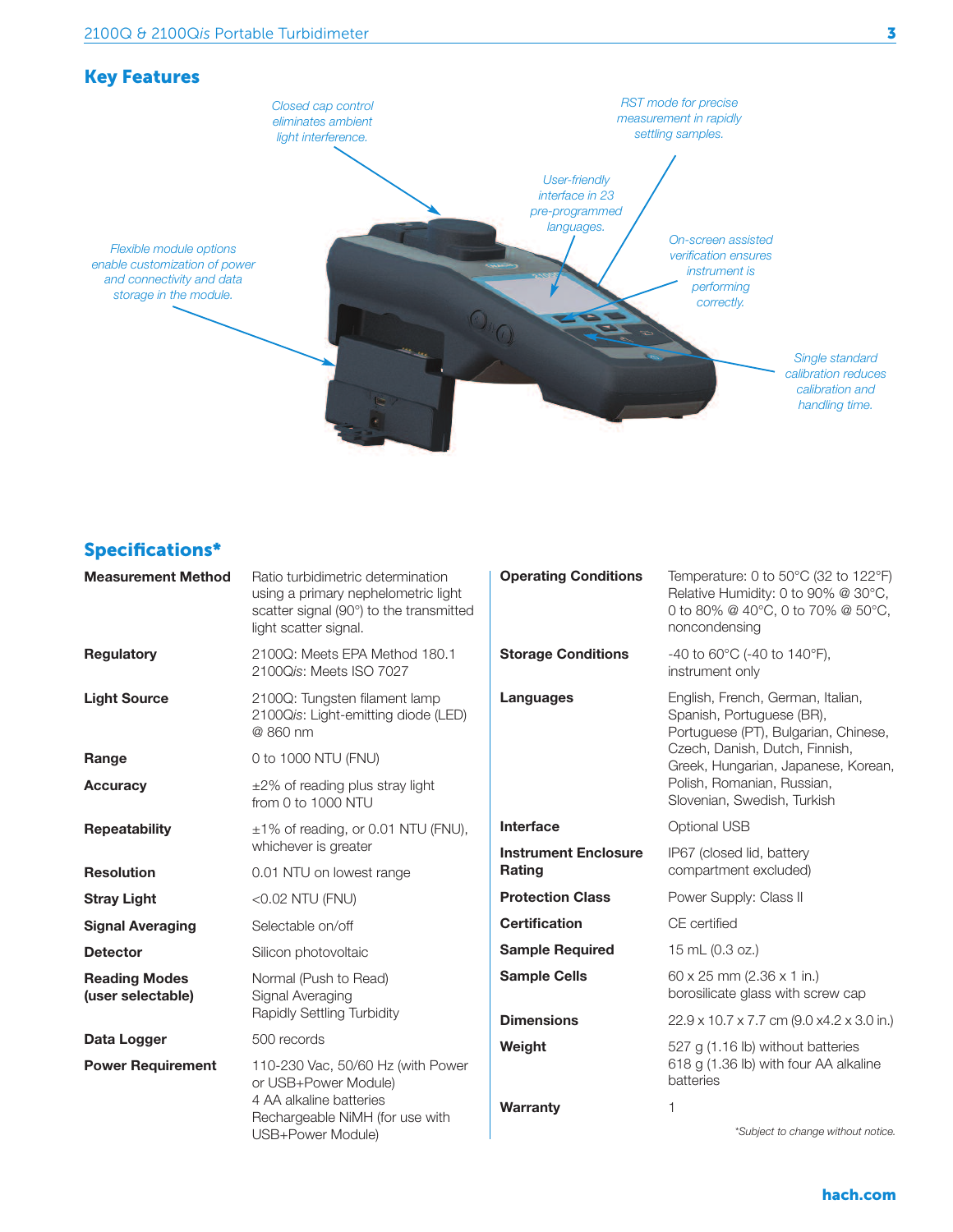## Key Features

*Closed cap control eliminates ambient light interference.*

*RST mode for precise measurement in rapidly settling samples.*

*User-friendly interface in 23 pre-programmed languages.*

*Flexible module options enable customization of power and connectivity and data storage in the module.*

*On-screen assisted verification ensures instrument is performing correctly.*

*Single standard calibration reduces calibration and handling time.*

## Specifications*

| | |
|---|---|
| **Measurement Method** | Ratio turbidimetric determination using a primary nephelometric light scatter signal (90°) to the transmitted light scatter signal. |
| **Regulatory** | 2100Q: Meets EPA Method 180.1<br>2100Q*is*: Meets ISO 7027 |
| **Light Source** | 2100Q: Tungsten filament lamp<br>2100Q*is*: Light-emitting diode (LED) @ 860 nm |
| **Range** | 0 to 1000 NTU (FNU) |
| **Accuracy** | ±2% of reading plus stray light from 0 to 1000 NTU |
| **Repeatability** | ±1% of reading, or 0.01 NTU (FNU), whichever is greater |
| **Resolution** | 0.01 NTU on lowest range |
| **Stray Light** | <0.02 NTU (FNU) |
| **Signal Averaging** | Selectable on/off |
| **Detector** | Silicon photovoltaic |
| **Reading Modes (user selectable)** | Normal (Push to Read)<br>Signal Averaging<br>Rapidly Settling Turbidity |
| **Data Logger** | 500 records |
| **Power Requirement** | 110-230 Vac, 50/60 Hz (with Power or USB+Power Module)<br>4 AA alkaline batteries<br>Rechargeable NiMH (for use with USB+Power Module) |
| **Operating Conditions** | Temperature: 0 to 50°C (32 to 122°F)<br>Relative Humidity: 0 to 90% @ 30°C, 0 to 80% @ 40°C, 0 to 70% @ 50°C, noncondensing |
| **Storage Conditions** | -40 to 60°C (-40 to 140°F), instrument only |
| **Languages** | English, French, German, Italian, Spanish, Portuguese (BR), Portuguese (PT), Bulgarian, Chinese, Czech, Danish, Dutch, Finnish, Greek, Hungarian, Japanese, Korean, Polish, Romanian, Russian, Slovenian, Swedish, Turkish |
| **Interface** | Optional USB |
| **Instrument Enclosure Rating** | IP67 (closed lid, battery compartment excluded) |
| **Protection Class** | Power Supply: Class II |
| **Certification** | CE certified |
| **Sample Required** | 15 mL (0.3 oz.) |
| **Sample Cells** | 60 x 25 mm (2.36 x 1 in.) borosilicate glass with screw cap |
| **Dimensions** | 22.9 x 10.7 x 7.7 cm (9.0 x4.2 x 3.0 in.) |
| **Weight** | 527 g (1.16 lb) without batteries<br>618 g (1.36 lb) with four AA alkaline batteries |
| **Warranty** | 1 |

*\*Subject to change without notice.*

**hach.com**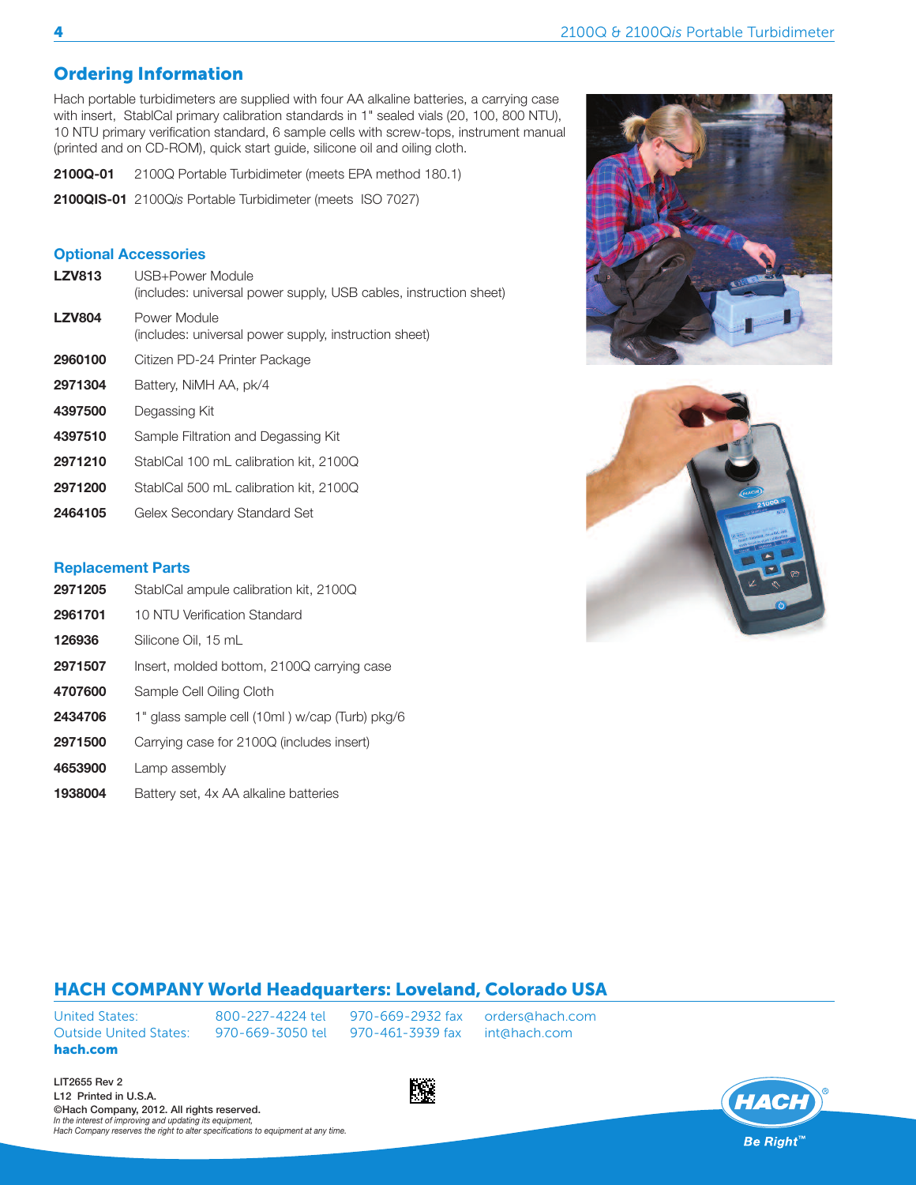## Ordering Information

Hach portable turbidimeters are supplied with four AA alkaline batteries, a carrying case with insert, StablCal primary calibration standards in 1" sealed vials (20, 100, 800 NTU), 10 NTU primary verification standard, 6 sample cells with screw-tops, instrument manual (printed and on CD-ROM), quick start guide, silicone oil and oiling cloth.

| | |
|---|---|
| **2100Q-01** | 2100Q Portable Turbidimeter (meets EPA method 180.1) |
| **2100QIS-01** | 2100Q*is* Portable Turbidimeter (meets ISO 7027) |

### Optional Accessories

| | |
|---|---|
| **LZV813** | USB+Power Module (includes: universal power supply, USB cables, instruction sheet) |
| **LZV804** | Power Module (includes: universal power supply, instruction sheet) |
| **2960100** | Citizen PD-24 Printer Package |
| **2971304** | Battery, NiMH AA, pk/4 |
| **4397500** | Degassing Kit |
| **4397510** | Sample Filtration and Degassing Kit |
| **2971210** | StablCal 100 mL calibration kit, 2100Q |
| **2971200** | StablCal 500 mL calibration kit, 2100Q |
| **2464105** | Gelex Secondary Standard Set |

### Replacement Parts

| | |
|---|---|
| **2971205** | StablCal ampule calibration kit, 2100Q |
| **2961701** | 10 NTU Verification Standard |
| **126936** | Silicone Oil, 15 mL |
| **2971507** | Insert, molded bottom, 2100Q carrying case |
| **4707600** | Sample Cell Oiling Cloth |
| **2434706** | 1" glass sample cell (10ml ) w/cap (Turb) pkg/6 |
| **2971500** | Carrying case for 2100Q (includes insert) |
| **4653900** | Lamp assembly |
| **1938004** | Battery set, 4x AA alkaline batteries |

## HACH COMPANY World Headquarters: Loveland, Colorado USA

| | | | |
|---|---|---|---|
| United States: | 800-227-4224 tel | 970-669-2932 fax | orders@hach.com |
| Outside United States: | 970-669-3050 tel | 970-461-3939 fax | int@hach.com |

**hach.com**

LIT2655 Rev 2
L12 Printed in U.S.A.
©Hach Company, 2012. All rights reserved.
*In the interest of improving and updating its equipment, Hach Company reserves the right to alter specifications to equipment at any time.*

HACH® Be Right™